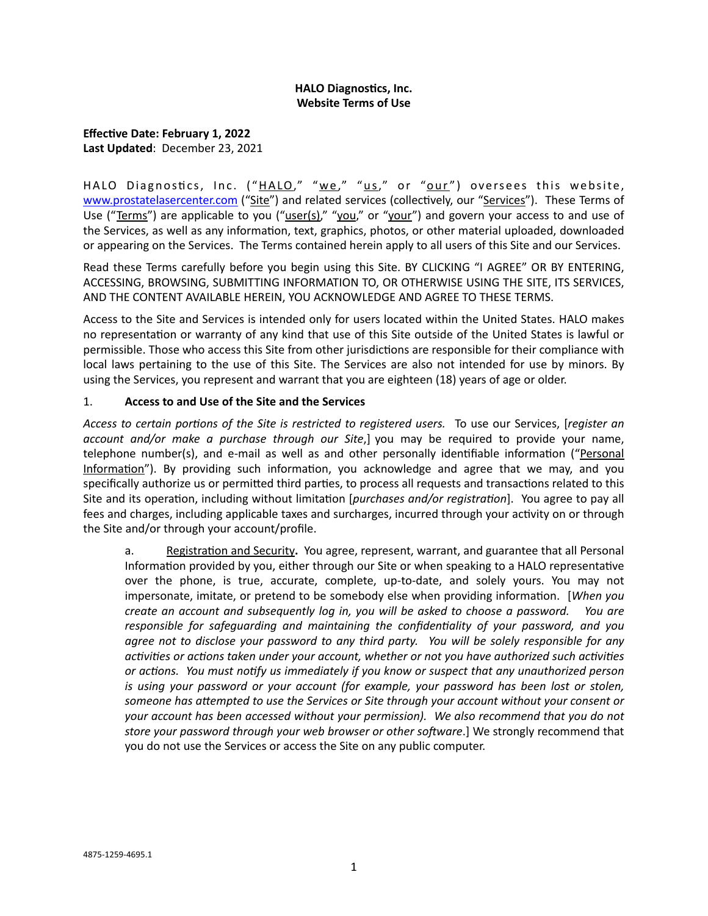**HALO Diagnostics, Inc.**
**Website Terms of Use**

**Effective Date: February 1, 2022**
**Last Updated**: December 23, 2021

HALO Diagnostics, Inc. ("HALO," "we," "us," or "our") oversees this website, www.prostatelasercenter.com ("Site") and related services (collectively, our "Services"). These Terms of Use ("Terms") are applicable to you ("user(s)," "you," or "your") and govern your access to and use of the Services, as well as any information, text, graphics, photos, or other material uploaded, downloaded or appearing on the Services. The Terms contained herein apply to all users of this Site and our Services.

Read these Terms carefully before you begin using this Site. BY CLICKING "I AGREE" OR BY ENTERING, ACCESSING, BROWSING, SUBMITTING INFORMATION TO, OR OTHERWISE USING THE SITE, ITS SERVICES, AND THE CONTENT AVAILABLE HEREIN, YOU ACKNOWLEDGE AND AGREE TO THESE TERMS.

Access to the Site and Services is intended only for users located within the United States. HALO makes no representation or warranty of any kind that use of this Site outside of the United States is lawful or permissible. Those who access this Site from other jurisdictions are responsible for their compliance with local laws pertaining to the use of this Site. The Services are also not intended for use by minors. By using the Services, you represent and warrant that you are eighteen (18) years of age or older.

## 1. Access to and Use of the Site and the Services

*Access to certain portions of the Site is restricted to registered users.* To use our Services, [*register an account and/or make a purchase through our Site*,] you may be required to provide your name, telephone number(s), and e-mail as well as and other personally identifiable information ("Personal Information"). By providing such information, you acknowledge and agree that we may, and you specifically authorize us or permitted third parties, to process all requests and transactions related to this Site and its operation, including without limitation [*purchases and/or registration*]. You agree to pay all fees and charges, including applicable taxes and surcharges, incurred through your activity on or through the Site and/or through your account/profile.

a. Registration and Security**.** You agree, represent, warrant, and guarantee that all Personal Information provided by you, either through our Site or when speaking to a HALO representative over the phone, is true, accurate, complete, up-to-date, and solely yours. You may not impersonate, imitate, or pretend to be somebody else when providing information. [*When you create an account and subsequently log in, you will be asked to choose a password. You are responsible for safeguarding and maintaining the confidentiality of your password, and you agree not to disclose your password to any third party. You will be solely responsible for any activities or actions taken under your account, whether or not you have authorized such activities or actions. You must notify us immediately if you know or suspect that any unauthorized person is using your password or your account (for example, your password has been lost or stolen, someone has attempted to use the Services or Site through your account without your consent or your account has been accessed without your permission). We also recommend that you do not store your password through your web browser or other software*.] We strongly recommend that you do not use the Services or access the Site on any public computer.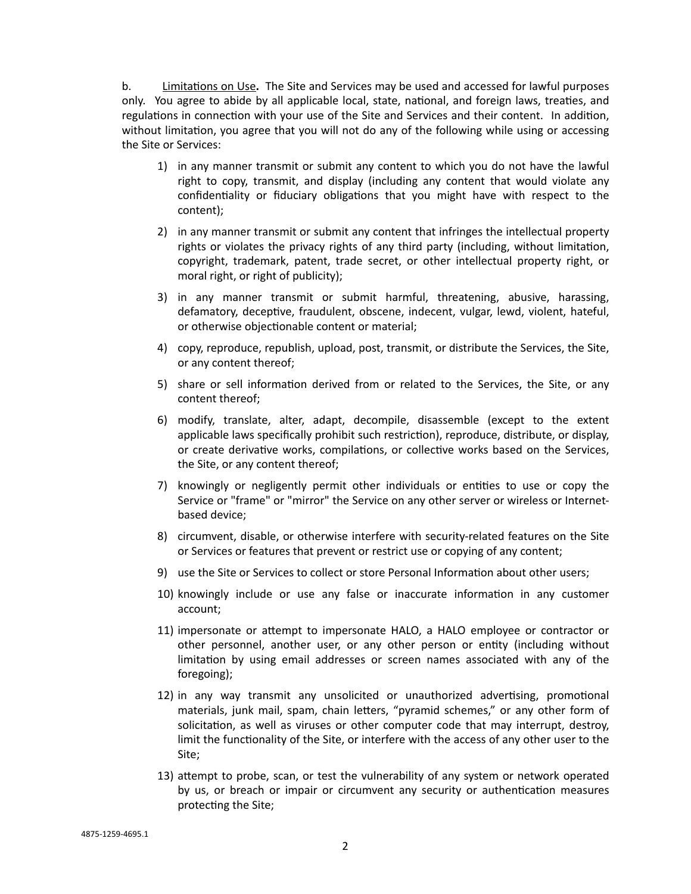b. <u>Limitations on Use</u>**.** The Site and Services may be used and accessed for lawful purposes only. You agree to abide by all applicable local, state, national, and foreign laws, treaties, and regulations in connection with your use of the Site and Services and their content. In addition, without limitation, you agree that you will not do any of the following while using or accessing the Site or Services:

1) in any manner transmit or submit any content to which you do not have the lawful right to copy, transmit, and display (including any content that would violate any confidentiality or fiduciary obligations that you might have with respect to the content);
2) in any manner transmit or submit any content that infringes the intellectual property rights or violates the privacy rights of any third party (including, without limitation, copyright, trademark, patent, trade secret, or other intellectual property right, or moral right, or right of publicity);
3) in any manner transmit or submit harmful, threatening, abusive, harassing, defamatory, deceptive, fraudulent, obscene, indecent, vulgar, lewd, violent, hateful, or otherwise objectionable content or material;
4) copy, reproduce, republish, upload, post, transmit, or distribute the Services, the Site, or any content thereof;
5) share or sell information derived from or related to the Services, the Site, or any content thereof;
6) modify, translate, alter, adapt, decompile, disassemble (except to the extent applicable laws specifically prohibit such restriction), reproduce, distribute, or display, or create derivative works, compilations, or collective works based on the Services, the Site, or any content thereof;
7) knowingly or negligently permit other individuals or entities to use or copy the Service or "frame" or "mirror" the Service on any other server or wireless or Internet-based device;
8) circumvent, disable, or otherwise interfere with security-related features on the Site or Services or features that prevent or restrict use or copying of any content;
9) use the Site or Services to collect or store Personal Information about other users;
10) knowingly include or use any false or inaccurate information in any customer account;
11) impersonate or attempt to impersonate HALO, a HALO employee or contractor or other personnel, another user, or any other person or entity (including without limitation by using email addresses or screen names associated with any of the foregoing);
12) in any way transmit any unsolicited or unauthorized advertising, promotional materials, junk mail, spam, chain letters, "pyramid schemes," or any other form of solicitation, as well as viruses or other computer code that may interrupt, destroy, limit the functionality of the Site, or interfere with the access of any other user to the Site;
13) attempt to probe, scan, or test the vulnerability of any system or network operated by us, or breach or impair or circumvent any security or authentication measures protecting the Site;

4875-1259-4695.1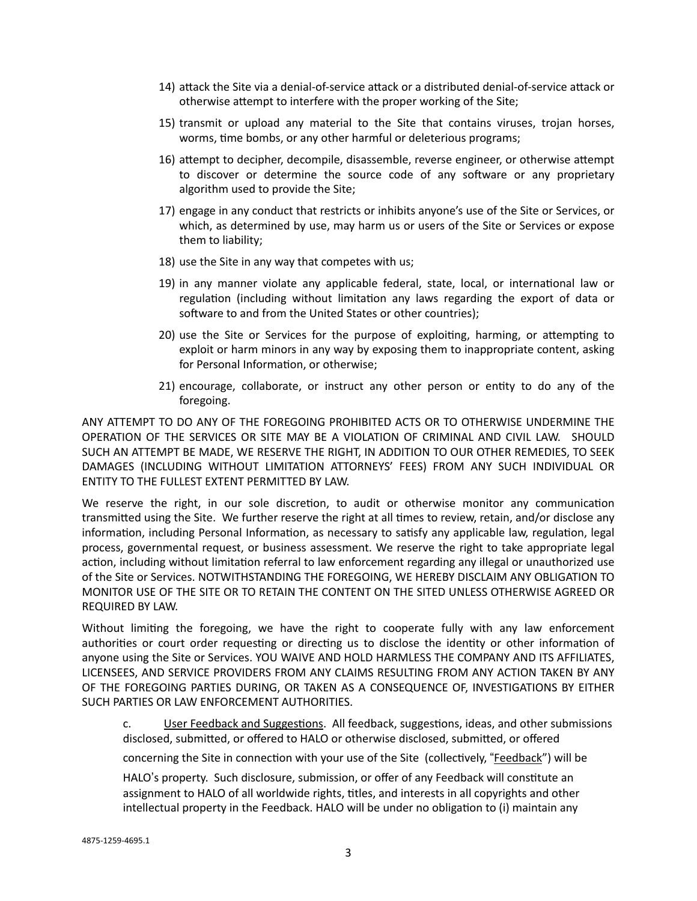14) attack the Site via a denial-of-service attack or a distributed denial-of-service attack or otherwise attempt to interfere with the proper working of the Site;

15) transmit or upload any material to the Site that contains viruses, trojan horses, worms, time bombs, or any other harmful or deleterious programs;

16) attempt to decipher, decompile, disassemble, reverse engineer, or otherwise attempt to discover or determine the source code of any software or any proprietary algorithm used to provide the Site;

17) engage in any conduct that restricts or inhibits anyone's use of the Site or Services, or which, as determined by use, may harm us or users of the Site or Services or expose them to liability;

18) use the Site in any way that competes with us;

19) in any manner violate any applicable federal, state, local, or international law or regulation (including without limitation any laws regarding the export of data or software to and from the United States or other countries);

20) use the Site or Services for the purpose of exploiting, harming, or attempting to exploit or harm minors in any way by exposing them to inappropriate content, asking for Personal Information, or otherwise;

21) encourage, collaborate, or instruct any other person or entity to do any of the foregoing.

ANY ATTEMPT TO DO ANY OF THE FOREGOING PROHIBITED ACTS OR TO OTHERWISE UNDERMINE THE OPERATION OF THE SERVICES OR SITE MAY BE A VIOLATION OF CRIMINAL AND CIVIL LAW. SHOULD SUCH AN ATTEMPT BE MADE, WE RESERVE THE RIGHT, IN ADDITION TO OUR OTHER REMEDIES, TO SEEK DAMAGES (INCLUDING WITHOUT LIMITATION ATTORNEYS' FEES) FROM ANY SUCH INDIVIDUAL OR ENTITY TO THE FULLEST EXTENT PERMITTED BY LAW.

We reserve the right, in our sole discretion, to audit or otherwise monitor any communication transmitted using the Site. We further reserve the right at all times to review, retain, and/or disclose any information, including Personal Information, as necessary to satisfy any applicable law, regulation, legal process, governmental request, or business assessment. We reserve the right to take appropriate legal action, including without limitation referral to law enforcement regarding any illegal or unauthorized use of the Site or Services. NOTWITHSTANDING THE FOREGOING, WE HEREBY DISCLAIM ANY OBLIGATION TO MONITOR USE OF THE SITE OR TO RETAIN THE CONTENT ON THE SITED UNLESS OTHERWISE AGREED OR REQUIRED BY LAW.

Without limiting the foregoing, we have the right to cooperate fully with any law enforcement authorities or court order requesting or directing us to disclose the identity or other information of anyone using the Site or Services. YOU WAIVE AND HOLD HARMLESS THE COMPANY AND ITS AFFILIATES, LICENSEES, AND SERVICE PROVIDERS FROM ANY CLAIMS RESULTING FROM ANY ACTION TAKEN BY ANY OF THE FOREGOING PARTIES DURING, OR TAKEN AS A CONSEQUENCE OF, INVESTIGATIONS BY EITHER SUCH PARTIES OR LAW ENFORCEMENT AUTHORITIES.

c. User Feedback and Suggestions. All feedback, suggestions, ideas, and other submissions disclosed, submitted, or offered to HALO or otherwise disclosed, submitted, or offered concerning the Site in connection with your use of the Site (collectively, "Feedback") will be HALO's property. Such disclosure, submission, or offer of any Feedback will constitute an assignment to HALO of all worldwide rights, titles, and interests in all copyrights and other intellectual property in the Feedback. HALO will be under no obligation to (i) maintain any

4875-1259-4695.1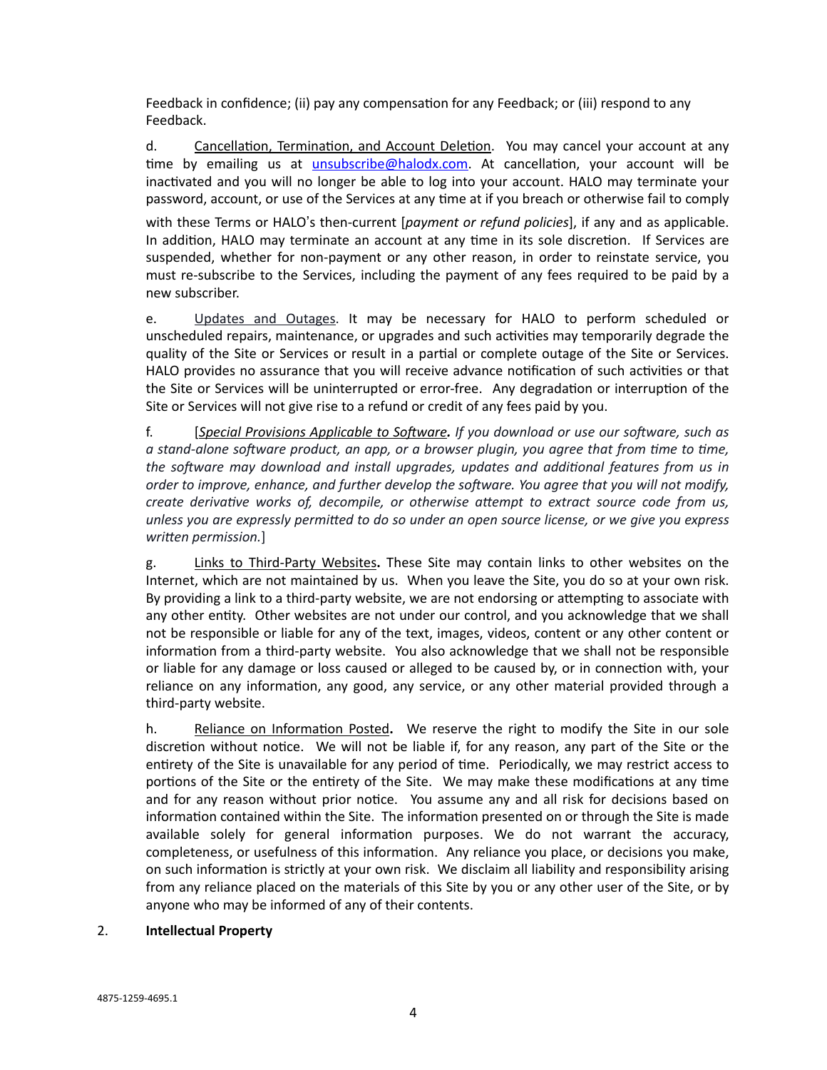Feedback in confidence; (ii) pay any compensation for any Feedback; or (iii) respond to any Feedback.

d. Cancellation, Termination, and Account Deletion. You may cancel your account at any time by emailing us at unsubscribe@halodx.com. At cancellation, your account will be inactivated and you will no longer be able to log into your account. HALO may terminate your password, account, or use of the Services at any time at if you breach or otherwise fail to comply with these Terms or HALO's then-current [*payment or refund policies*], if any and as applicable. In addition, HALO may terminate an account at any time in its sole discretion. If Services are suspended, whether for non-payment or any other reason, in order to reinstate service, you must re-subscribe to the Services, including the payment of any fees required to be paid by a new subscriber.

e. Updates and Outages. It may be necessary for HALO to perform scheduled or unscheduled repairs, maintenance, or upgrades and such activities may temporarily degrade the quality of the Site or Services or result in a partial or complete outage of the Site or Services. HALO provides no assurance that you will receive advance notification of such activities or that the Site or Services will be uninterrupted or error-free. Any degradation or interruption of the Site or Services will not give rise to a refund or credit of any fees paid by you.

f. [***Special Provisions Applicable to Software.*** *If you download or use our software, such as a stand-alone software product, an app, or a browser plugin, you agree that from time to time, the software may download and install upgrades, updates and additional features from us in order to improve, enhance, and further develop the software. You agree that you will not modify, create derivative works of, decompile, or otherwise attempt to extract source code from us, unless you are expressly permitted to do so under an open source license, or we give you express written permission.*]

g. Links to Third-Party Websites**.** These Site may contain links to other websites on the Internet, which are not maintained by us. When you leave the Site, you do so at your own risk. By providing a link to a third-party website, we are not endorsing or attempting to associate with any other entity. Other websites are not under our control, and you acknowledge that we shall not be responsible or liable for any of the text, images, videos, content or any other content or information from a third-party website. You also acknowledge that we shall not be responsible or liable for any damage or loss caused or alleged to be caused by, or in connection with, your reliance on any information, any good, any service, or any other material provided through a third-party website.

h. Reliance on Information Posted**.** We reserve the right to modify the Site in our sole discretion without notice. We will not be liable if, for any reason, any part of the Site or the entirety of the Site is unavailable for any period of time. Periodically, we may restrict access to portions of the Site or the entirety of the Site. We may make these modifications at any time and for any reason without prior notice. You assume any and all risk for decisions based on information contained within the Site. The information presented on or through the Site is made available solely for general information purposes. We do not warrant the accuracy, completeness, or usefulness of this information. Any reliance you place, or decisions you make, on such information is strictly at your own risk. We disclaim all liability and responsibility arising from any reliance placed on the materials of this Site by you or any other user of the Site, or by anyone who may be informed of any of their contents.

## 2. Intellectual Property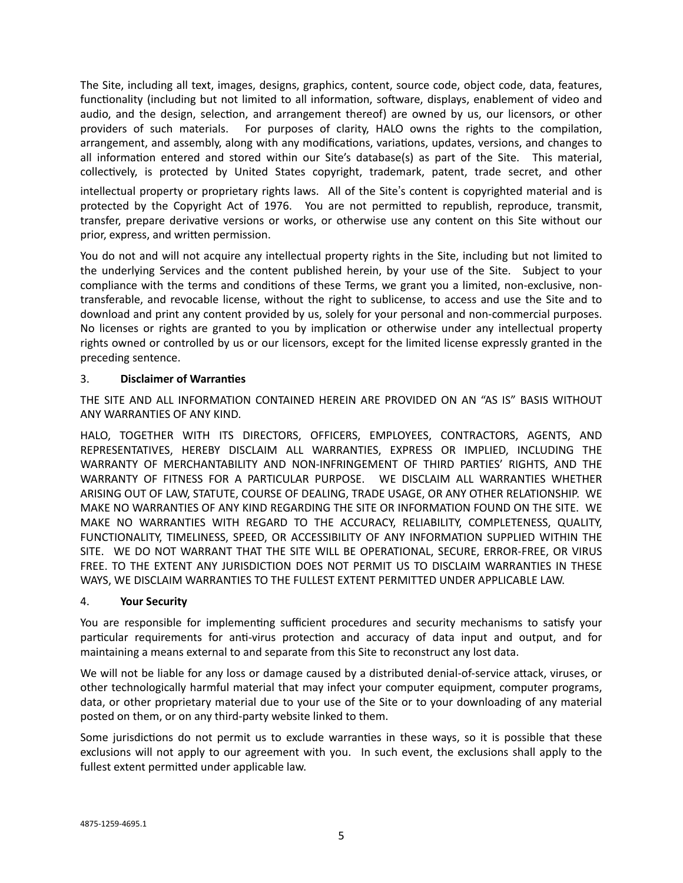The Site, including all text, images, designs, graphics, content, source code, object code, data, features, functionality (including but not limited to all information, software, displays, enablement of video and audio, and the design, selection, and arrangement thereof) are owned by us, our licensors, or other providers of such materials. For purposes of clarity, HALO owns the rights to the compilation, arrangement, and assembly, along with any modifications, variations, updates, versions, and changes to all information entered and stored within our Site's database(s) as part of the Site. This material, collectively, is protected by United States copyright, trademark, patent, trade secret, and other intellectual property or proprietary rights laws. All of the Site's content is copyrighted material and is protected by the Copyright Act of 1976. You are not permitted to republish, reproduce, transmit, transfer, prepare derivative versions or works, or otherwise use any content on this Site without our prior, express, and written permission.

You do not and will not acquire any intellectual property rights in the Site, including but not limited to the underlying Services and the content published herein, by your use of the Site. Subject to your compliance with the terms and conditions of these Terms, we grant you a limited, non-exclusive, non-transferable, and revocable license, without the right to sublicense, to access and use the Site and to download and print any content provided by us, solely for your personal and non-commercial purposes. No licenses or rights are granted to you by implication or otherwise under any intellectual property rights owned or controlled by us or our licensors, except for the limited license expressly granted in the preceding sentence.

3. **Disclaimer of Warranties**

THE SITE AND ALL INFORMATION CONTAINED HEREIN ARE PROVIDED ON AN "AS IS" BASIS WITHOUT ANY WARRANTIES OF ANY KIND.

HALO, TOGETHER WITH ITS DIRECTORS, OFFICERS, EMPLOYEES, CONTRACTORS, AGENTS, AND REPRESENTATIVES, HEREBY DISCLAIM ALL WARRANTIES, EXPRESS OR IMPLIED, INCLUDING THE WARRANTY OF MERCHANTABILITY AND NON-INFRINGEMENT OF THIRD PARTIES' RIGHTS, AND THE WARRANTY OF FITNESS FOR A PARTICULAR PURPOSE. WE DISCLAIM ALL WARRANTIES WHETHER ARISING OUT OF LAW, STATUTE, COURSE OF DEALING, TRADE USAGE, OR ANY OTHER RELATIONSHIP. WE MAKE NO WARRANTIES OF ANY KIND REGARDING THE SITE OR INFORMATION FOUND ON THE SITE. WE MAKE NO WARRANTIES WITH REGARD TO THE ACCURACY, RELIABILITY, COMPLETENESS, QUALITY, FUNCTIONALITY, TIMELINESS, SPEED, OR ACCESSIBILITY OF ANY INFORMATION SUPPLIED WITHIN THE SITE. WE DO NOT WARRANT THAT THE SITE WILL BE OPERATIONAL, SECURE, ERROR-FREE, OR VIRUS FREE. TO THE EXTENT ANY JURISDICTION DOES NOT PERMIT US TO DISCLAIM WARRANTIES IN THESE WAYS, WE DISCLAIM WARRANTIES TO THE FULLEST EXTENT PERMITTED UNDER APPLICABLE LAW.

4. **Your Security**

You are responsible for implementing sufficient procedures and security mechanisms to satisfy your particular requirements for anti-virus protection and accuracy of data input and output, and for maintaining a means external to and separate from this Site to reconstruct any lost data.

We will not be liable for any loss or damage caused by a distributed denial-of-service attack, viruses, or other technologically harmful material that may infect your computer equipment, computer programs, data, or other proprietary material due to your use of the Site or to your downloading of any material posted on them, or on any third-party website linked to them.

Some jurisdictions do not permit us to exclude warranties in these ways, so it is possible that these exclusions will not apply to our agreement with you. In such event, the exclusions shall apply to the fullest extent permitted under applicable law.

4875-1259-4695.1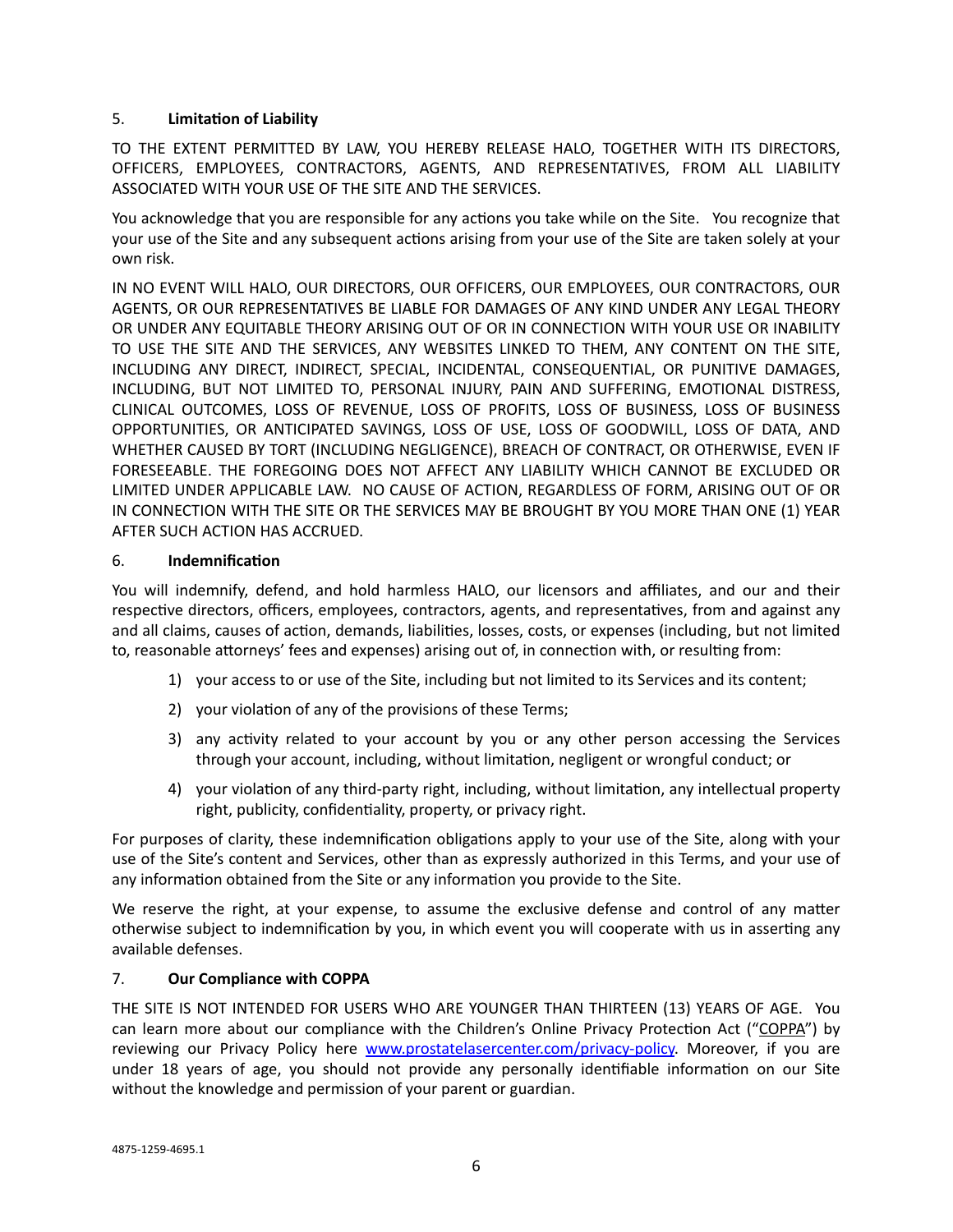## 5. Limitation of Liability

TO THE EXTENT PERMITTED BY LAW, YOU HEREBY RELEASE HALO, TOGETHER WITH ITS DIRECTORS, OFFICERS, EMPLOYEES, CONTRACTORS, AGENTS, AND REPRESENTATIVES, FROM ALL LIABILITY ASSOCIATED WITH YOUR USE OF THE SITE AND THE SERVICES.

You acknowledge that you are responsible for any actions you take while on the Site. You recognize that your use of the Site and any subsequent actions arising from your use of the Site are taken solely at your own risk.

IN NO EVENT WILL HALO, OUR DIRECTORS, OUR OFFICERS, OUR EMPLOYEES, OUR CONTRACTORS, OUR AGENTS, OR OUR REPRESENTATIVES BE LIABLE FOR DAMAGES OF ANY KIND UNDER ANY LEGAL THEORY OR UNDER ANY EQUITABLE THEORY ARISING OUT OF OR IN CONNECTION WITH YOUR USE OR INABILITY TO USE THE SITE AND THE SERVICES, ANY WEBSITES LINKED TO THEM, ANY CONTENT ON THE SITE, INCLUDING ANY DIRECT, INDIRECT, SPECIAL, INCIDENTAL, CONSEQUENTIAL, OR PUNITIVE DAMAGES, INCLUDING, BUT NOT LIMITED TO, PERSONAL INJURY, PAIN AND SUFFERING, EMOTIONAL DISTRESS, CLINICAL OUTCOMES, LOSS OF REVENUE, LOSS OF PROFITS, LOSS OF BUSINESS, LOSS OF BUSINESS OPPORTUNITIES, OR ANTICIPATED SAVINGS, LOSS OF USE, LOSS OF GOODWILL, LOSS OF DATA, AND WHETHER CAUSED BY TORT (INCLUDING NEGLIGENCE), BREACH OF CONTRACT, OR OTHERWISE, EVEN IF FORESEEABLE. THE FOREGOING DOES NOT AFFECT ANY LIABILITY WHICH CANNOT BE EXCLUDED OR LIMITED UNDER APPLICABLE LAW. NO CAUSE OF ACTION, REGARDLESS OF FORM, ARISING OUT OF OR IN CONNECTION WITH THE SITE OR THE SERVICES MAY BE BROUGHT BY YOU MORE THAN ONE (1) YEAR AFTER SUCH ACTION HAS ACCRUED.

## 6. Indemnification

You will indemnify, defend, and hold harmless HALO, our licensors and affiliates, and our and their respective directors, officers, employees, contractors, agents, and representatives, from and against any and all claims, causes of action, demands, liabilities, losses, costs, or expenses (including, but not limited to, reasonable attorneys' fees and expenses) arising out of, in connection with, or resulting from:

1) your access to or use of the Site, including but not limited to its Services and its content;
2) your violation of any of the provisions of these Terms;
3) any activity related to your account by you or any other person accessing the Services through your account, including, without limitation, negligent or wrongful conduct; or
4) your violation of any third-party right, including, without limitation, any intellectual property right, publicity, confidentiality, property, or privacy right.

For purposes of clarity, these indemnification obligations apply to your use of the Site, along with your use of the Site's content and Services, other than as expressly authorized in this Terms, and your use of any information obtained from the Site or any information you provide to the Site.

We reserve the right, at your expense, to assume the exclusive defense and control of any matter otherwise subject to indemnification by you, in which event you will cooperate with us in asserting any available defenses.

## 7. Our Compliance with COPPA

THE SITE IS NOT INTENDED FOR USERS WHO ARE YOUNGER THAN THIRTEEN (13) YEARS OF AGE. You can learn more about our compliance with the Children's Online Privacy Protection Act ("COPPA") by reviewing our Privacy Policy here [www.prostatelasercenter.com/privacy-policy](www.prostatelasercenter.com/privacy-policy). Moreover, if you are under 18 years of age, you should not provide any personally identifiable information on our Site without the knowledge and permission of your parent or guardian.

4875-1259-4695.1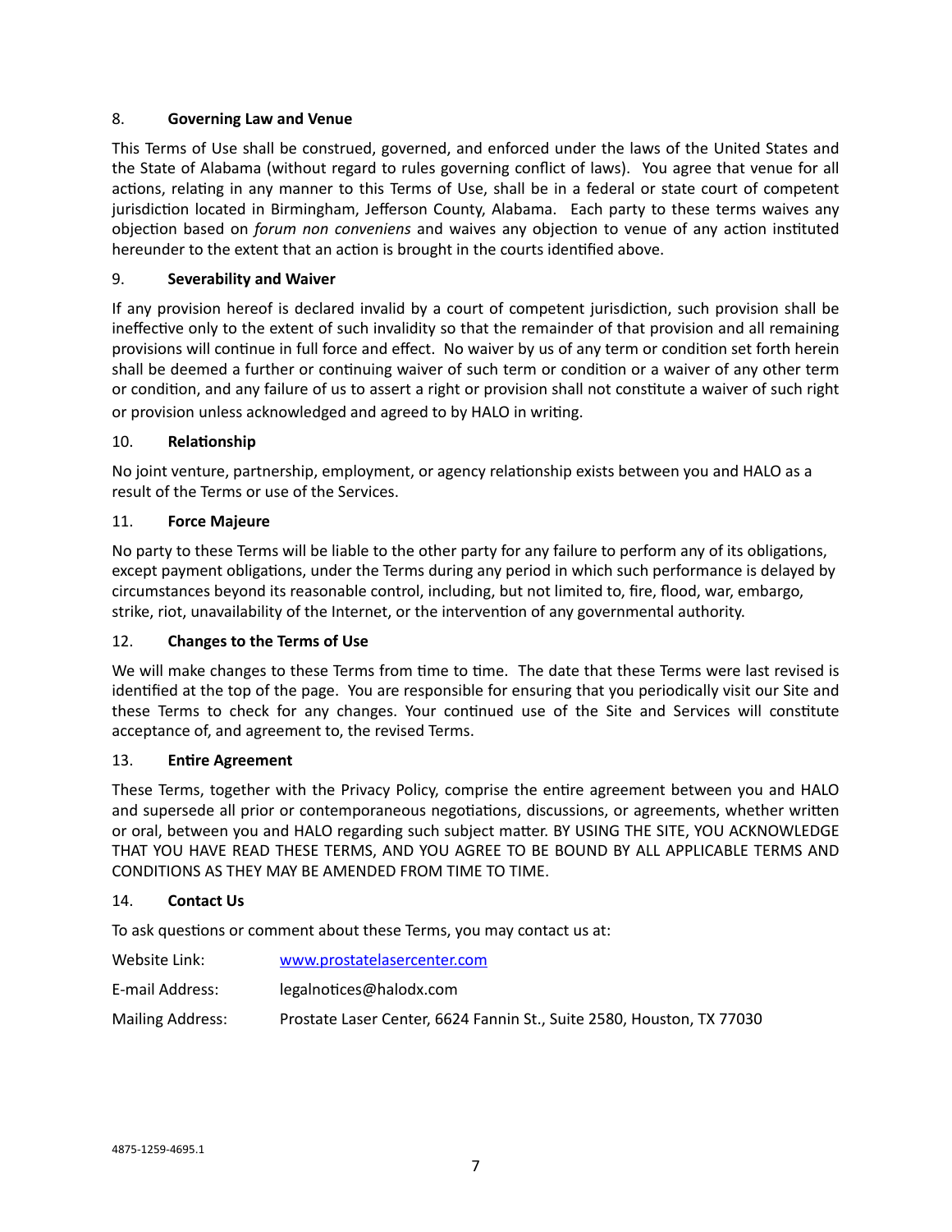8. **Governing Law and Venue**

This Terms of Use shall be construed, governed, and enforced under the laws of the United States and the State of Alabama (without regard to rules governing conflict of laws). You agree that venue for all actions, relating in any manner to this Terms of Use, shall be in a federal or state court of competent jurisdiction located in Birmingham, Jefferson County, Alabama. Each party to these terms waives any objection based on *forum non conveniens* and waives any objection to venue of any action instituted hereunder to the extent that an action is brought in the courts identified above.

9. **Severability and Waiver**

If any provision hereof is declared invalid by a court of competent jurisdiction, such provision shall be ineffective only to the extent of such invalidity so that the remainder of that provision and all remaining provisions will continue in full force and effect. No waiver by us of any term or condition set forth herein shall be deemed a further or continuing waiver of such term or condition or a waiver of any other term or condition, and any failure of us to assert a right or provision shall not constitute a waiver of such right or provision unless acknowledged and agreed to by HALO in writing.

10. **Relationship**

No joint venture, partnership, employment, or agency relationship exists between you and HALO as a result of the Terms or use of the Services.

11. **Force Majeure**

No party to these Terms will be liable to the other party for any failure to perform any of its obligations, except payment obligations, under the Terms during any period in which such performance is delayed by circumstances beyond its reasonable control, including, but not limited to, fire, flood, war, embargo, strike, riot, unavailability of the Internet, or the intervention of any governmental authority.

12. **Changes to the Terms of Use**

We will make changes to these Terms from time to time. The date that these Terms were last revised is identified at the top of the page. You are responsible for ensuring that you periodically visit our Site and these Terms to check for any changes. Your continued use of the Site and Services will constitute acceptance of, and agreement to, the revised Terms.

13. **Entire Agreement**

These Terms, together with the Privacy Policy, comprise the entire agreement between you and HALO and supersede all prior or contemporaneous negotiations, discussions, or agreements, whether written or oral, between you and HALO regarding such subject matter. BY USING THE SITE, YOU ACKNOWLEDGE THAT YOU HAVE READ THESE TERMS, AND YOU AGREE TO BE BOUND BY ALL APPLICABLE TERMS AND CONDITIONS AS THEY MAY BE AMENDED FROM TIME TO TIME.

14. **Contact Us**

To ask questions or comment about these Terms, you may contact us at:

| | |
|---|---|
| Website Link: | www.prostatelasercenter.com |
| E-mail Address: | legalnotices@halodx.com |
| Mailing Address: | Prostate Laser Center, 6624 Fannin St., Suite 2580, Houston, TX 77030 |

4875-1259-4695.1